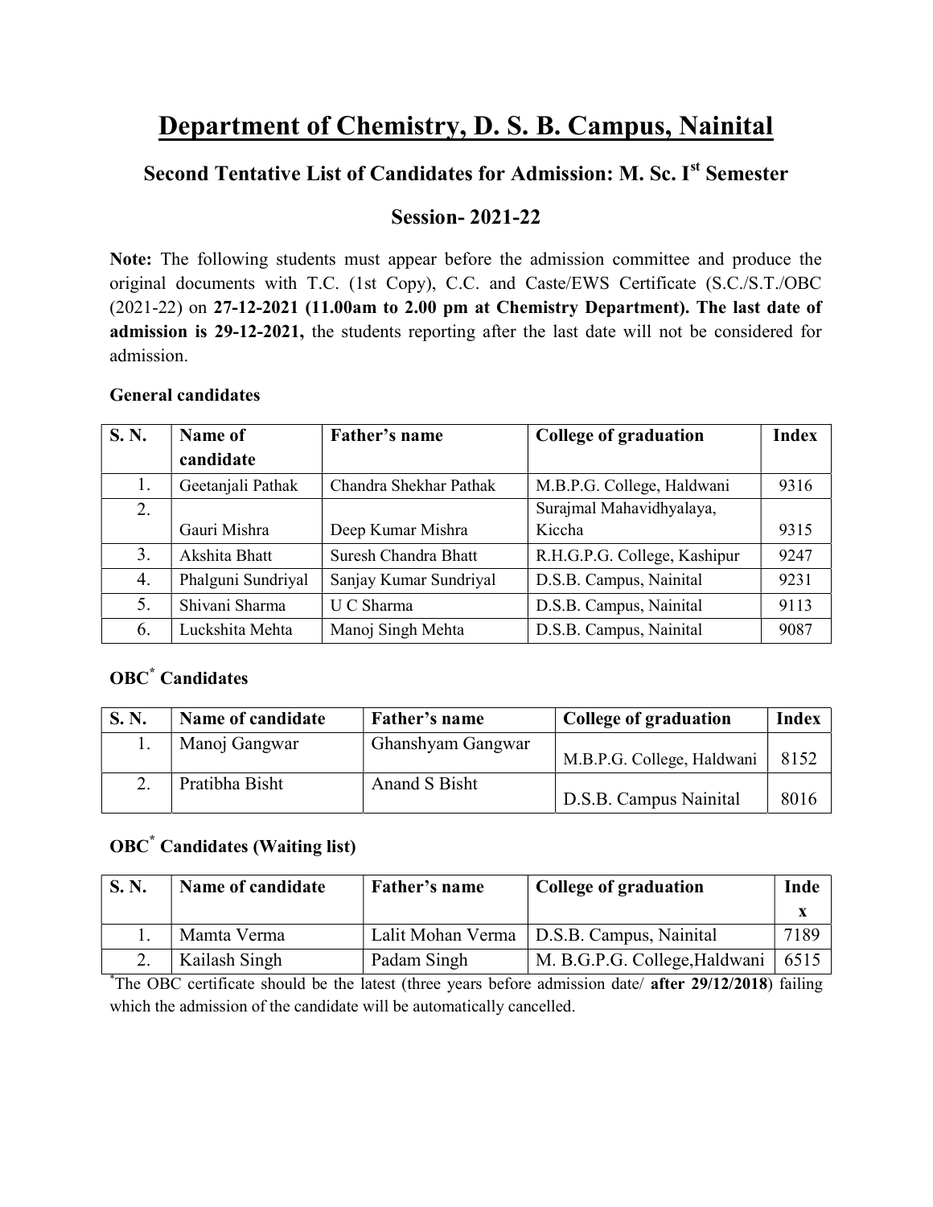# Department of Chemistry, D. S. B. Campus, Nainital

## Second Tentative List of Candidates for Admission: M. Sc. I$^{st}$ Semester

## Session- 2021-22

**Note:** The following students must appear before the admission committee and produce the original documents with T.C. (1st Copy), C.C. and Caste/EWS Certificate (S.C./S.T./OBC (2021-22) on **27-12-2021 (11.00am to 2.00 pm at Chemistry Department). The last date of admission is 29-12-2021,** the students reporting after the last date will not be considered for admission.

**General candidates**

| S. N. | Name of candidate | Father's name | College of graduation | Index |
|---|---|---|---|---|
| 1. | Geetanjali Pathak | Chandra Shekhar Pathak | M.B.P.G. College, Haldwani | 9316 |
| 2. | Gauri Mishra | Deep Kumar Mishra | Surajmal Mahavidhyalaya, Kiccha | 9315 |
| 3. | Akshita Bhatt | Suresh Chandra Bhatt | R.H.G.P.G. College, Kashipur | 9247 |
| 4. | Phalguni Sundriyal | Sanjay Kumar Sundriyal | D.S.B. Campus, Nainital | 9231 |
| 5. | Shivani Sharma | U C Sharma | D.S.B. Campus, Nainital | 9113 |
| 6. | Luckshita Mehta | Manoj Singh Mehta | D.S.B. Campus, Nainital | 9087 |

**OBC* Candidates**

| S. N. | Name of candidate | Father's name | College of graduation | Index |
|---|---|---|---|---|
| 1. | Manoj Gangwar | Ghanshyam Gangwar | M.B.P.G. College, Haldwani | 8152 |
| 2. | Pratibha Bisht | Anand S Bisht | D.S.B. Campus Nainital | 8016 |

**OBC* Candidates (Waiting list)**

| S. N. | Name of candidate | Father's name | College of graduation | Index |
|---|---|---|---|---|
| 1. | Mamta Verma | Lalit Mohan Verma | D.S.B. Campus, Nainital | 7189 |
| 2. | Kailash Singh | Padam Singh | M. B.G.P.G. College,Haldwani | 6515 |

*The OBC certificate should be the latest (three years before admission date/ **after 29/12/2018**) failing which the admission of the candidate will be automatically cancelled.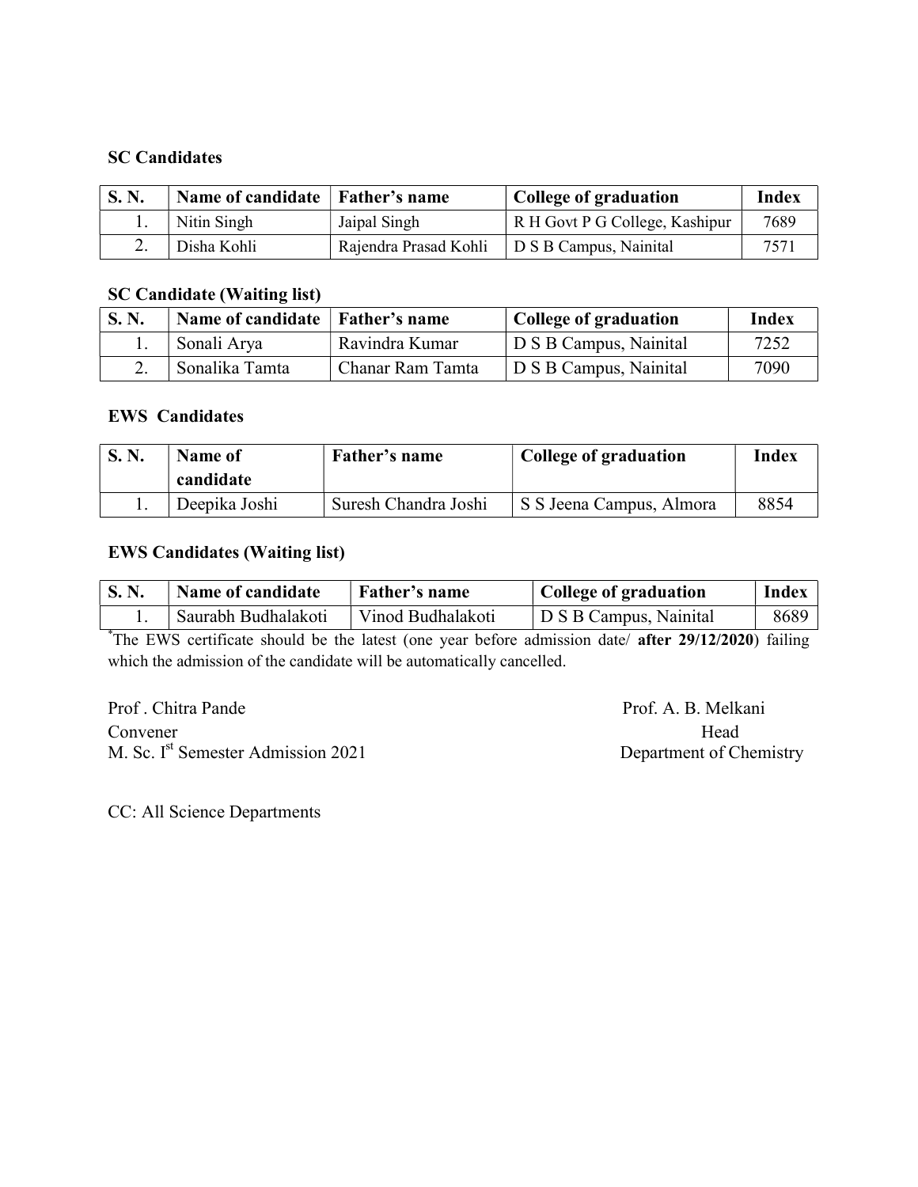**SC Candidates**

| S. N. | Name of candidate | Father's name | College of graduation | Index |
|---|---|---|---|---|
| 1. | Nitin Singh | Jaipal Singh | R H Govt P G College, Kashipur | 7689 |
| 2. | Disha Kohli | Rajendra Prasad Kohli | D S B Campus, Nainital | 7571 |

**SC Candidate (Waiting list)**

| S. N. | Name of candidate | Father's name | College of graduation | Index |
|---|---|---|---|---|
| 1. | Sonali Arya | Ravindra Kumar | D S B Campus, Nainital | 7252 |
| 2. | Sonalika Tamta | Chanar Ram Tamta | D S B Campus, Nainital | 7090 |

**EWS Candidates**

| S. N. | Name of candidate | Father's name | College of graduation | Index |
|---|---|---|---|---|
| 1. | Deepika Joshi | Suresh Chandra Joshi | S S Jeena Campus, Almora | 8854 |

**EWS Candidates (Waiting list)**

| S. N. | Name of candidate | Father's name | College of graduation | Index |
|---|---|---|---|---|
| 1. | Saurabh Budhalakoti | Vinod Budhalakoti | D S B Campus, Nainital | 8689 |

*The EWS certificate should be the latest (one year before admission date/ **after 29/12/2020**) failing which the admission of the candidate will be automatically cancelled.

Prof . Chitra Pande
Convener
M. Sc. Ist Semester Admission 2021

Prof. A. B. Melkani
Head
Department of Chemistry

CC: All Science Departments